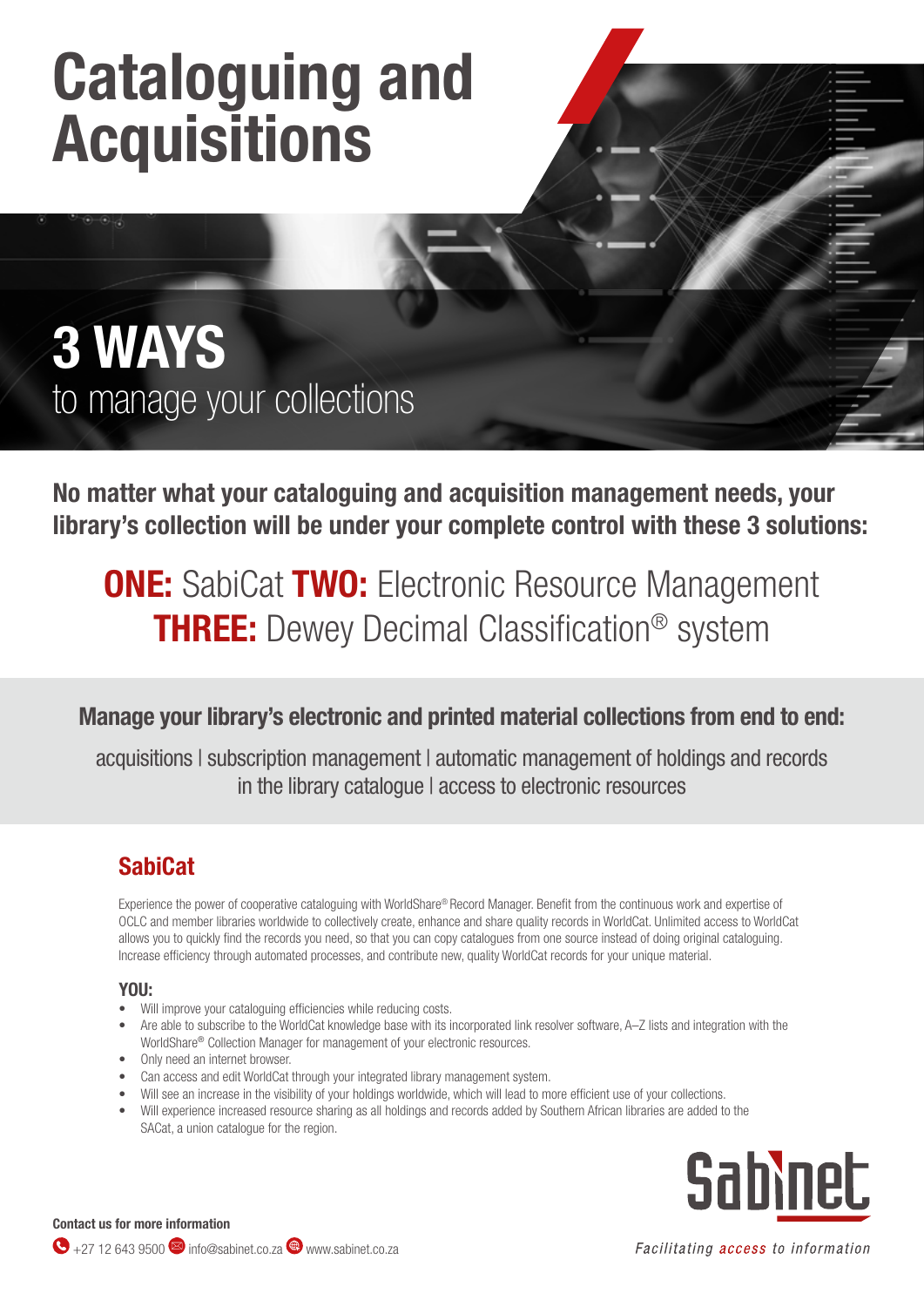# Cataloguing and Acquisitions

## 3 WAYS

to manage your collections

**No matter what your cataloguing and acquisition management needs, your library's collection will be under your complete control with these 3 solutions:**

**ONE:** SabiCat **TWO:** Electronic Resource Management
**THREE:** Dewey Decimal Classification® system

**Manage your library's electronic and printed material collections from end to end:**

acquisitions | subscription management | automatic management of holdings and records in the library catalogue | access to electronic resources

## SabiCat

Experience the power of cooperative cataloguing with WorldShare® Record Manager. Benefit from the continuous work and expertise of OCLC and member libraries worldwide to collectively create, enhance and share quality records in WorldCat. Unlimited access to WorldCat allows you to quickly find the records you need, so that you can copy catalogues from one source instead of doing original cataloguing. Increase efficiency through automated processes, and contribute new, quality WorldCat records for your unique material.

**YOU:**

- Will improve your cataloguing efficiencies while reducing costs.
- Are able to subscribe to the WorldCat knowledge base with its incorporated link resolver software, A–Z lists and integration with the WorldShare® Collection Manager for management of your electronic resources.
- Only need an internet browser.
- Can access and edit WorldCat through your integrated library management system.
- Will see an increase in the visibility of your holdings worldwide, which will lead to more efficient use of your collections.
- Will experience increased resource sharing as all holdings and records added by Southern African libraries are added to the SACat, a union catalogue for the region.

Sabinet

*Facilitating access to information*

**Contact us for more information**

+27 12 643 9500 info@sabinet.co.za www.sabinet.co.za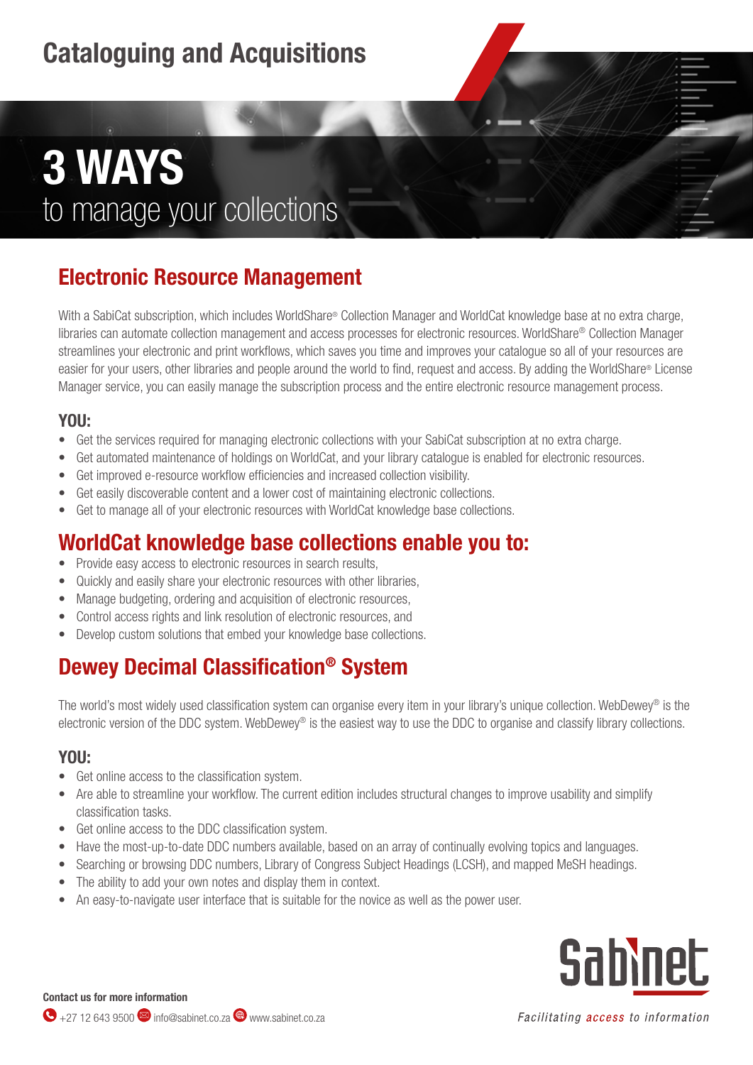# Cataloguing and Acquisitions

# 3 WAYS
to manage your collections

## Electronic Resource Management

With a SabiCat subscription, which includes WorldShare® Collection Manager and WorldCat knowledge base at no extra charge, libraries can automate collection management and access processes for electronic resources. WorldShare® Collection Manager streamlines your electronic and print workflows, which saves you time and improves your catalogue so all of your resources are easier for your users, other libraries and people around the world to find, request and access. By adding the WorldShare® License Manager service, you can easily manage the subscription process and the entire electronic resource management process.

### YOU:

- Get the services required for managing electronic collections with your SabiCat subscription at no extra charge.
- Get automated maintenance of holdings on WorldCat, and your library catalogue is enabled for electronic resources.
- Get improved e-resource workflow efficiencies and increased collection visibility.
- Get easily discoverable content and a lower cost of maintaining electronic collections.
- Get to manage all of your electronic resources with WorldCat knowledge base collections.

## WorldCat knowledge base collections enable you to:

- Provide easy access to electronic resources in search results,
- Quickly and easily share your electronic resources with other libraries,
- Manage budgeting, ordering and acquisition of electronic resources,
- Control access rights and link resolution of electronic resources, and
- Develop custom solutions that embed your knowledge base collections.

## Dewey Decimal Classification® System

The world's most widely used classification system can organise every item in your library's unique collection. WebDewey® is the electronic version of the DDC system. WebDewey® is the easiest way to use the DDC to organise and classify library collections.

### YOU:

- Get online access to the classification system.
- Are able to streamline your workflow. The current edition includes structural changes to improve usability and simplify classification tasks.
- Get online access to the DDC classification system.
- Have the most-up-to-date DDC numbers available, based on an array of continually evolving topics and languages.
- Searching or browsing DDC numbers, Library of Congress Subject Headings (LCSH), and mapped MeSH headings.
- The ability to add your own notes and display them in context.
- An easy-to-navigate user interface that is suitable for the novice as well as the power user.

**Contact us for more information**

+27 12 643 9500 info@sabinet.co.za www.sabinet.co.za

Sabinet

*Facilitating access to information*